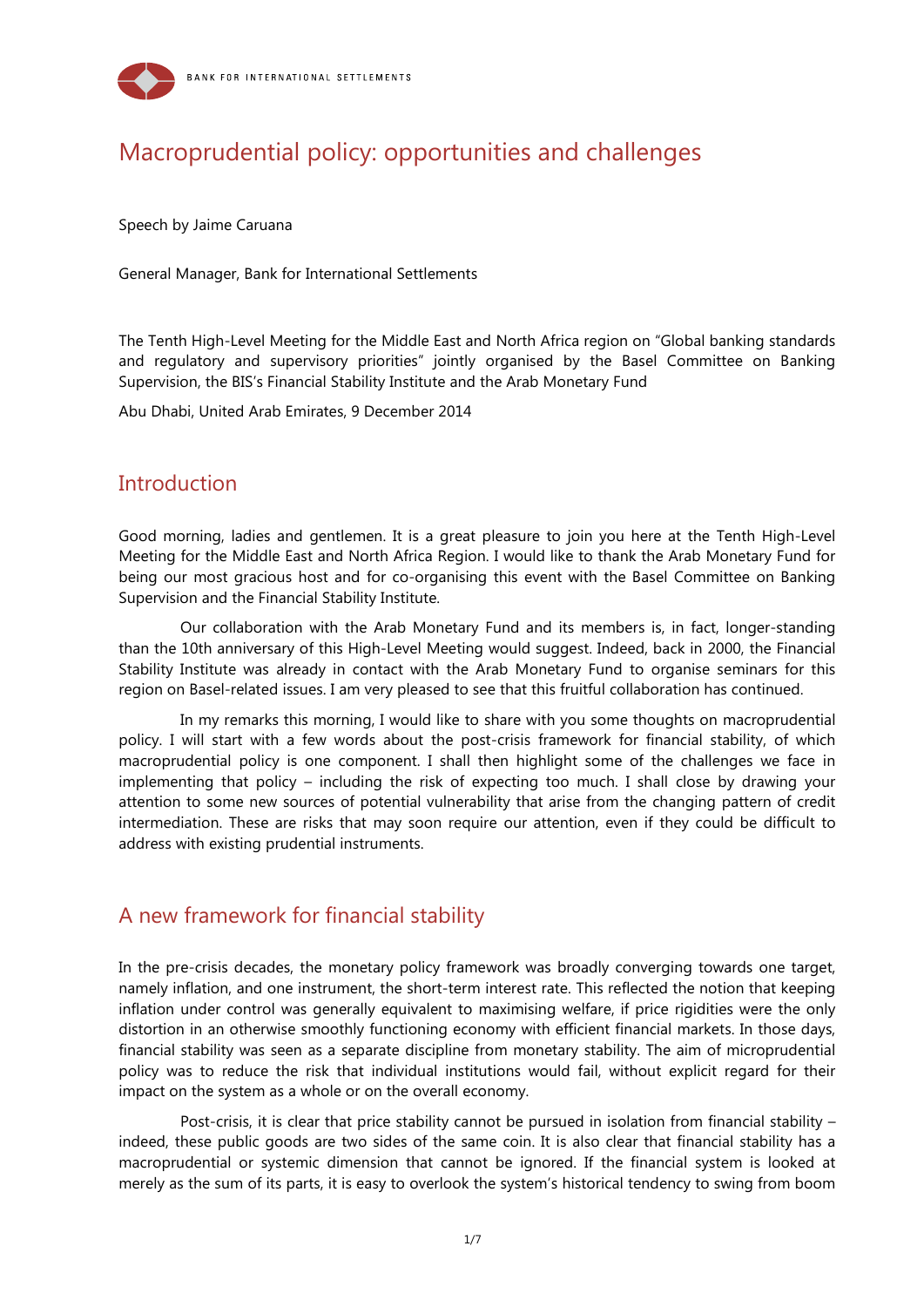# Macroprudential policy: opportunities and challenges

Speech by Jaime Caruana

General Manager, Bank for International Settlements

The Tenth High-Level Meeting for the Middle East and North Africa region on "Global banking standards and regulatory and supervisory priorities" jointly organised by the Basel Committee on Banking Supervision, the BIS's Financial Stability Institute and the Arab Monetary Fund

Abu Dhabi, United Arab Emirates, 9 December 2014

## Introduction

Good morning, ladies and gentlemen. It is a great pleasure to join you here at the Tenth High-Level Meeting for the Middle East and North Africa Region. I would like to thank the Arab Monetary Fund for being our most gracious host and for co-organising this event with the Basel Committee on Banking Supervision and the Financial Stability Institute.

Our collaboration with the Arab Monetary Fund and its members is, in fact, longer-standing than the 10th anniversary of this High-Level Meeting would suggest. Indeed, back in 2000, the Financial Stability Institute was already in contact with the Arab Monetary Fund to organise seminars for this region on Basel-related issues. I am very pleased to see that this fruitful collaboration has continued.

In my remarks this morning, I would like to share with you some thoughts on macroprudential policy. I will start with a few words about the post-crisis framework for financial stability, of which macroprudential policy is one component. I shall then highlight some of the challenges we face in implementing that policy – including the risk of expecting too much. I shall close by drawing your attention to some new sources of potential vulnerability that arise from the changing pattern of credit intermediation. These are risks that may soon require our attention, even if they could be difficult to address with existing prudential instruments.

## A new framework for financial stability

In the pre-crisis decades, the monetary policy framework was broadly converging towards one target, namely inflation, and one instrument, the short-term interest rate. This reflected the notion that keeping inflation under control was generally equivalent to maximising welfare, if price rigidities were the only distortion in an otherwise smoothly functioning economy with efficient financial markets. In those days, financial stability was seen as a separate discipline from monetary stability. The aim of microprudential policy was to reduce the risk that individual institutions would fail, without explicit regard for their impact on the system as a whole or on the overall economy.

Post-crisis, it is clear that price stability cannot be pursued in isolation from financial stability – indeed, these public goods are two sides of the same coin. It is also clear that financial stability has a macroprudential or systemic dimension that cannot be ignored. If the financial system is looked at merely as the sum of its parts, it is easy to overlook the system's historical tendency to swing from boom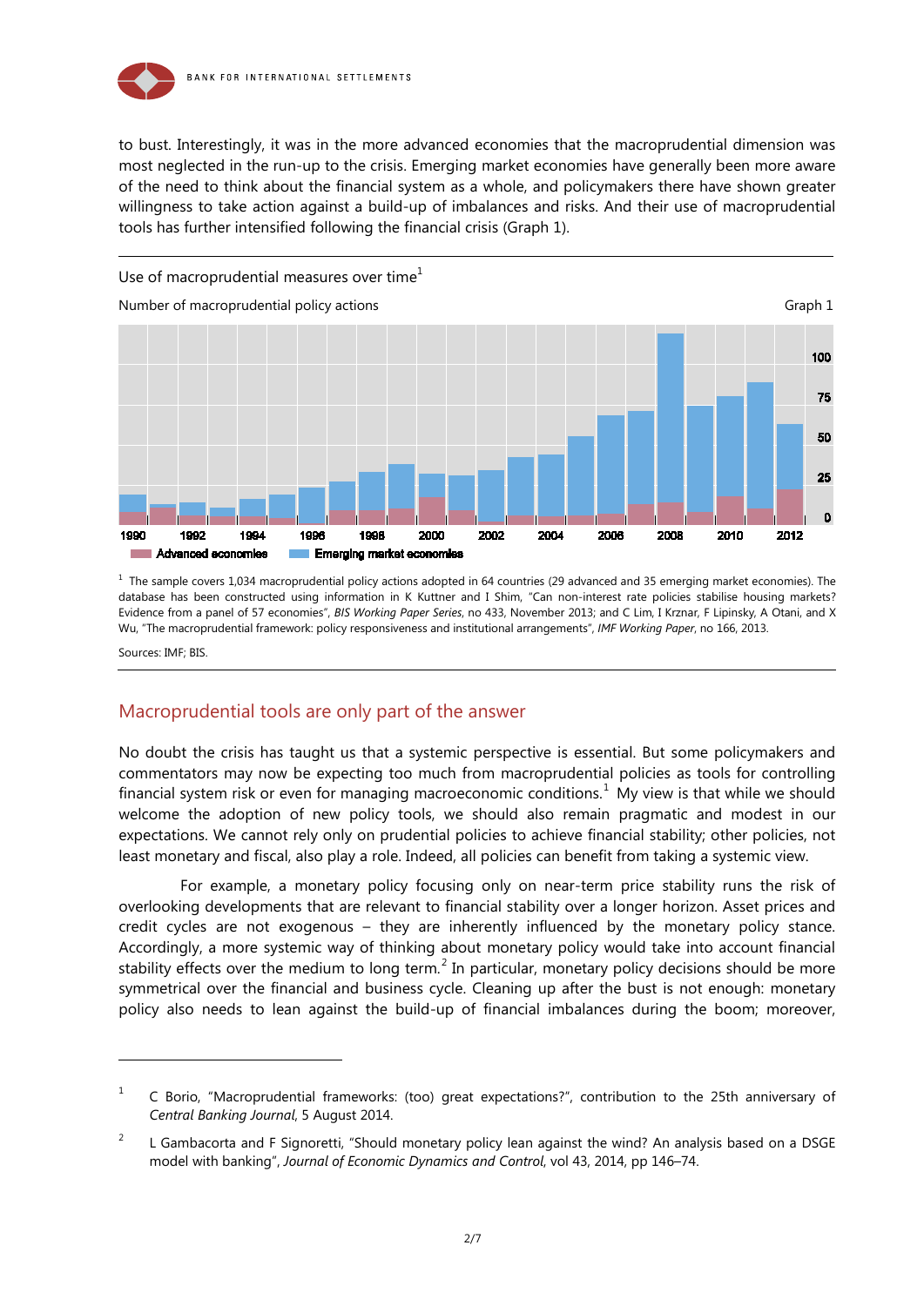to bust. Interestingly, it was in the more advanced economies that the macroprudential dimension was most neglected in the run-up to the crisis. Emerging market economies have generally been more aware of the need to think about the financial system as a whole, and policymakers there have shown greater willingness to take action against a build-up of imbalances and risks. And their use of macroprudential tools has further intensified following the financial crisis (Graph 1).

Use of macroprudential measures over time[1]

Number of macroprudential policy actions

Graph 1

[1] The sample covers 1,034 macroprudential policy actions adopted in 64 countries (29 advanced and 35 emerging market economies). The database has been constructed using information in K Kuttner and I Shim, "Can non-interest rate policies stabilise housing markets? Evidence from a panel of 57 economies", *BIS Working Paper Series*, no 433, November 2013; and C Lim, I Krznar, F Lipinsky, A Otani, and X Wu, "The macroprudential framework: policy responsiveness and institutional arrangements", *IMF Working Paper*, no 166, 2013.

Sources: IMF; BIS.

## Macroprudential tools are only part of the answer

No doubt the crisis has taught us that a systemic perspective is essential. But some policymakers and commentators may now be expecting too much from macroprudential policies as tools for controlling financial system risk or even for managing macroeconomic conditions.[1] My view is that while we should welcome the adoption of new policy tools, we should also remain pragmatic and modest in our expectations. We cannot rely only on prudential policies to achieve financial stability; other policies, not least monetary and fiscal, also play a role. Indeed, all policies can benefit from taking a systemic view.

For example, a monetary policy focusing only on near-term price stability runs the risk of overlooking developments that are relevant to financial stability over a longer horizon. Asset prices and credit cycles are not exogenous – they are inherently influenced by the monetary policy stance. Accordingly, a more systemic way of thinking about monetary policy would take into account financial stability effects over the medium to long term.[2] In particular, monetary policy decisions should be more symmetrical over the financial and business cycle. Cleaning up after the bust is not enough: monetary policy also needs to lean against the build-up of financial imbalances during the boom; moreover,

---

[1] C Borio, "Macroprudential frameworks: (too) great expectations?", contribution to the 25th anniversary of *Central Banking Journal*, 5 August 2014.

[2] L Gambacorta and F Signoretti, "Should monetary policy lean against the wind? An analysis based on a DSGE model with banking", *Journal of Economic Dynamics and Control*, vol 43, 2014, pp 146–74.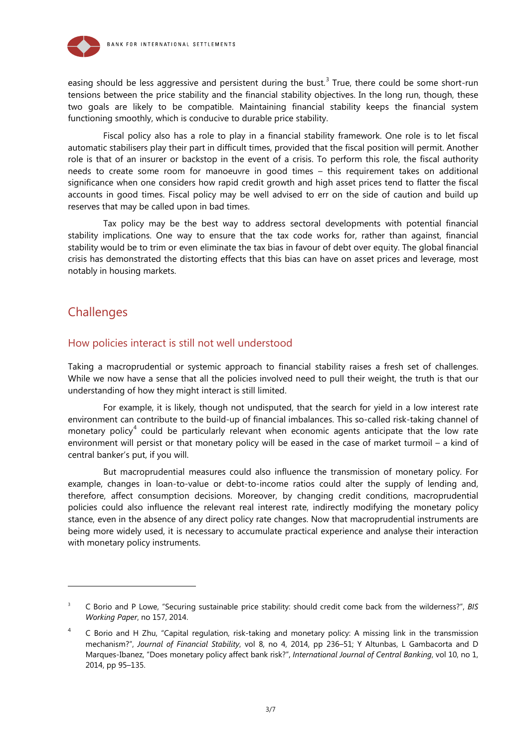easing should be less aggressive and persistent during the bust.[3] True, there could be some short-run tensions between the price stability and the financial stability objectives. In the long run, though, these two goals are likely to be compatible. Maintaining financial stability keeps the financial system functioning smoothly, which is conducive to durable price stability.

Fiscal policy also has a role to play in a financial stability framework. One role is to let fiscal automatic stabilisers play their part in difficult times, provided that the fiscal position will permit. Another role is that of an insurer or backstop in the event of a crisis. To perform this role, the fiscal authority needs to create some room for manoeuvre in good times – this requirement takes on additional significance when one considers how rapid credit growth and high asset prices tend to flatter the fiscal accounts in good times. Fiscal policy may be well advised to err on the side of caution and build up reserves that may be called upon in bad times.

Tax policy may be the best way to address sectoral developments with potential financial stability implications. One way to ensure that the tax code works for, rather than against, financial stability would be to trim or even eliminate the tax bias in favour of debt over equity. The global financial crisis has demonstrated the distorting effects that this bias can have on asset prices and leverage, most notably in housing markets.

## Challenges

### How policies interact is still not well understood

Taking a macroprudential or systemic approach to financial stability raises a fresh set of challenges. While we now have a sense that all the policies involved need to pull their weight, the truth is that our understanding of how they might interact is still limited.

For example, it is likely, though not undisputed, that the search for yield in a low interest rate environment can contribute to the build-up of financial imbalances. This so-called risk-taking channel of monetary policy[4] could be particularly relevant when economic agents anticipate that the low rate environment will persist or that monetary policy will be eased in the case of market turmoil – a kind of central banker's put, if you will.

But macroprudential measures could also influence the transmission of monetary policy. For example, changes in loan-to-value or debt-to-income ratios could alter the supply of lending and, therefore, affect consumption decisions. Moreover, by changing credit conditions, macroprudential policies could also influence the relevant real interest rate, indirectly modifying the monetary policy stance, even in the absence of any direct policy rate changes. Now that macroprudential instruments are being more widely used, it is necessary to accumulate practical experience and analyse their interaction with monetary policy instruments.

---

[3] C Borio and P Lowe, "Securing sustainable price stability: should credit come back from the wilderness?", *BIS Working Paper*, no 157, 2014.

[4] C Borio and H Zhu, "Capital regulation, risk-taking and monetary policy: A missing link in the transmission mechanism?", *Journal of Financial Stability*, vol 8, no 4, 2014, pp 236–51; Y Altunbas, L Gambacorta and D Marques-Ibanez, "Does monetary policy affect bank risk?", *International Journal of Central Banking*, vol 10, no 1, 2014, pp 95–135.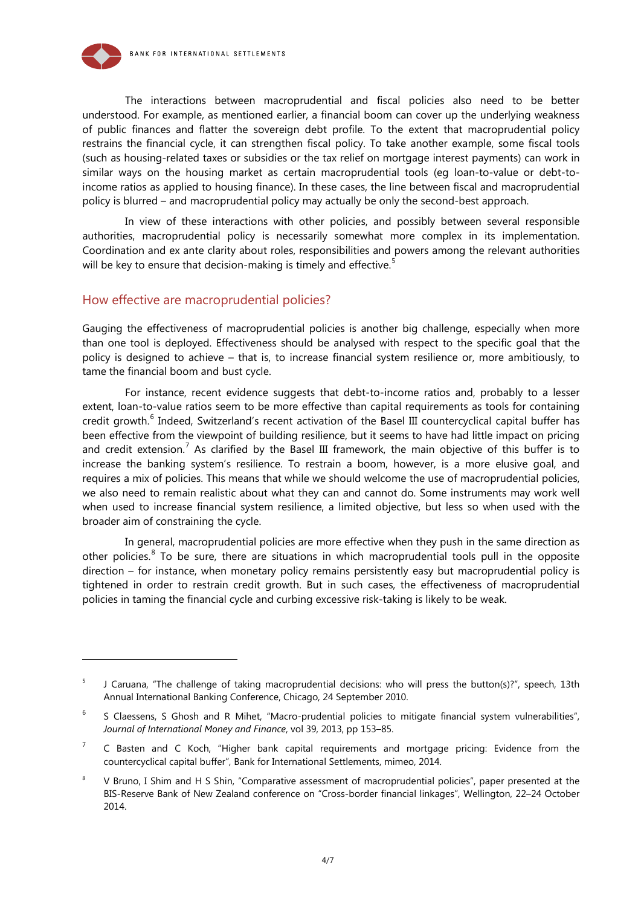The interactions between macroprudential and fiscal policies also need to be better understood. For example, as mentioned earlier, a financial boom can cover up the underlying weakness of public finances and flatter the sovereign debt profile. To the extent that macroprudential policy restrains the financial cycle, it can strengthen fiscal policy. To take another example, some fiscal tools (such as housing-related taxes or subsidies or the tax relief on mortgage interest payments) can work in similar ways on the housing market as certain macroprudential tools (eg loan-to-value or debt-to-income ratios as applied to housing finance). In these cases, the line between fiscal and macroprudential policy is blurred – and macroprudential policy may actually be only the second-best approach.

In view of these interactions with other policies, and possibly between several responsible authorities, macroprudential policy is necessarily somewhat more complex in its implementation. Coordination and ex ante clarity about roles, responsibilities and powers among the relevant authorities will be key to ensure that decision-making is timely and effective.[5]

## How effective are macroprudential policies?

Gauging the effectiveness of macroprudential policies is another big challenge, especially when more than one tool is deployed. Effectiveness should be analysed with respect to the specific goal that the policy is designed to achieve – that is, to increase financial system resilience or, more ambitiously, to tame the financial boom and bust cycle.

For instance, recent evidence suggests that debt-to-income ratios and, probably to a lesser extent, loan-to-value ratios seem to be more effective than capital requirements as tools for containing credit growth.[6] Indeed, Switzerland's recent activation of the Basel III countercyclical capital buffer has been effective from the viewpoint of building resilience, but it seems to have had little impact on pricing and credit extension.[7] As clarified by the Basel III framework, the main objective of this buffer is to increase the banking system's resilience. To restrain a boom, however, is a more elusive goal, and requires a mix of policies. This means that while we should welcome the use of macroprudential policies, we also need to remain realistic about what they can and cannot do. Some instruments may work well when used to increase financial system resilience, a limited objective, but less so when used with the broader aim of constraining the cycle.

In general, macroprudential policies are more effective when they push in the same direction as other policies.[8] To be sure, there are situations in which macroprudential tools pull in the opposite direction – for instance, when monetary policy remains persistently easy but macroprudential policy is tightened in order to restrain credit growth. But in such cases, the effectiveness of macroprudential policies in taming the financial cycle and curbing excessive risk-taking is likely to be weak.

---

[5] J Caruana, "The challenge of taking macroprudential decisions: who will press the button(s)?", speech, 13th Annual International Banking Conference, Chicago, 24 September 2010.

[6] S Claessens, S Ghosh and R Mihet, "Macro-prudential policies to mitigate financial system vulnerabilities", *Journal of International Money and Finance*, vol 39, 2013, pp 153–85.

[7] C Basten and C Koch, "Higher bank capital requirements and mortgage pricing: Evidence from the countercyclical capital buffer", Bank for International Settlements, mimeo, 2014.

[8] V Bruno, I Shim and H S Shin, "Comparative assessment of macroprudential policies", paper presented at the BIS-Reserve Bank of New Zealand conference on "Cross-border financial linkages", Wellington, 22–24 October 2014.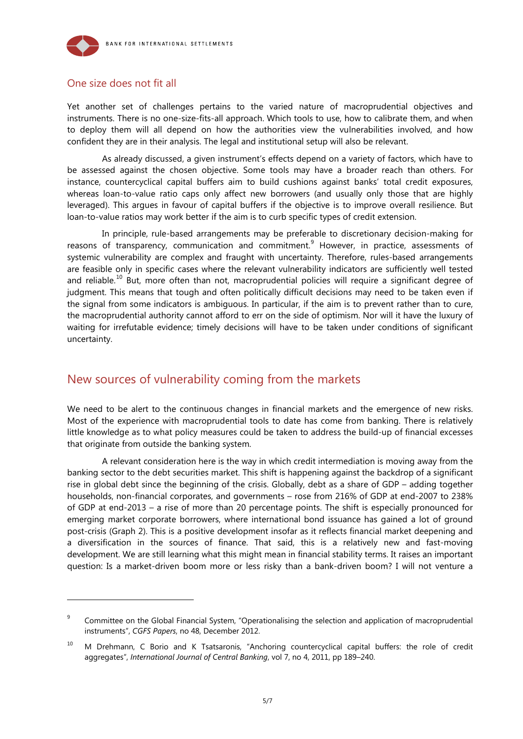## One size does not fit all

Yet another set of challenges pertains to the varied nature of macroprudential objectives and instruments. There is no one-size-fits-all approach. Which tools to use, how to calibrate them, and when to deploy them will all depend on how the authorities view the vulnerabilities involved, and how confident they are in their analysis. The legal and institutional setup will also be relevant.

As already discussed, a given instrument's effects depend on a variety of factors, which have to be assessed against the chosen objective. Some tools may have a broader reach than others. For instance, countercyclical capital buffers aim to build cushions against banks' total credit exposures, whereas loan-to-value ratio caps only affect new borrowers (and usually only those that are highly leveraged). This argues in favour of capital buffers if the objective is to improve overall resilience. But loan-to-value ratios may work better if the aim is to curb specific types of credit extension.

In principle, rule-based arrangements may be preferable to discretionary decision-making for reasons of transparency, communication and commitment.[9] However, in practice, assessments of systemic vulnerability are complex and fraught with uncertainty. Therefore, rules-based arrangements are feasible only in specific cases where the relevant vulnerability indicators are sufficiently well tested and reliable.[10] But, more often than not, macroprudential policies will require a significant degree of judgment. This means that tough and often politically difficult decisions may need to be taken even if the signal from some indicators is ambiguous. In particular, if the aim is to prevent rather than to cure, the macroprudential authority cannot afford to err on the side of optimism. Nor will it have the luxury of waiting for irrefutable evidence; timely decisions will have to be taken under conditions of significant uncertainty.

# New sources of vulnerability coming from the markets

We need to be alert to the continuous changes in financial markets and the emergence of new risks. Most of the experience with macroprudential tools to date has come from banking. There is relatively little knowledge as to what policy measures could be taken to address the build-up of financial excesses that originate from outside the banking system.

A relevant consideration here is the way in which credit intermediation is moving away from the banking sector to the debt securities market. This shift is happening against the backdrop of a significant rise in global debt since the beginning of the crisis. Globally, debt as a share of GDP – adding together households, non-financial corporates, and governments – rose from 216% of GDP at end-2007 to 238% of GDP at end-2013 – a rise of more than 20 percentage points. The shift is especially pronounced for emerging market corporate borrowers, where international bond issuance has gained a lot of ground post-crisis (Graph 2). This is a positive development insofar as it reflects financial market deepening and a diversification in the sources of finance. That said, this is a relatively new and fast-moving development. We are still learning what this might mean in financial stability terms. It raises an important question: Is a market-driven boom more or less risky than a bank-driven boom? I will not venture a

---

[9] Committee on the Global Financial System, "Operationalising the selection and application of macroprudential instruments", *CGFS Papers*, no 48, December 2012.

[10] M Drehmann, C Borio and K Tsatsaronis, "Anchoring countercyclical capital buffers: the role of credit aggregates", *International Journal of Central Banking*, vol 7, no 4, 2011, pp 189–240.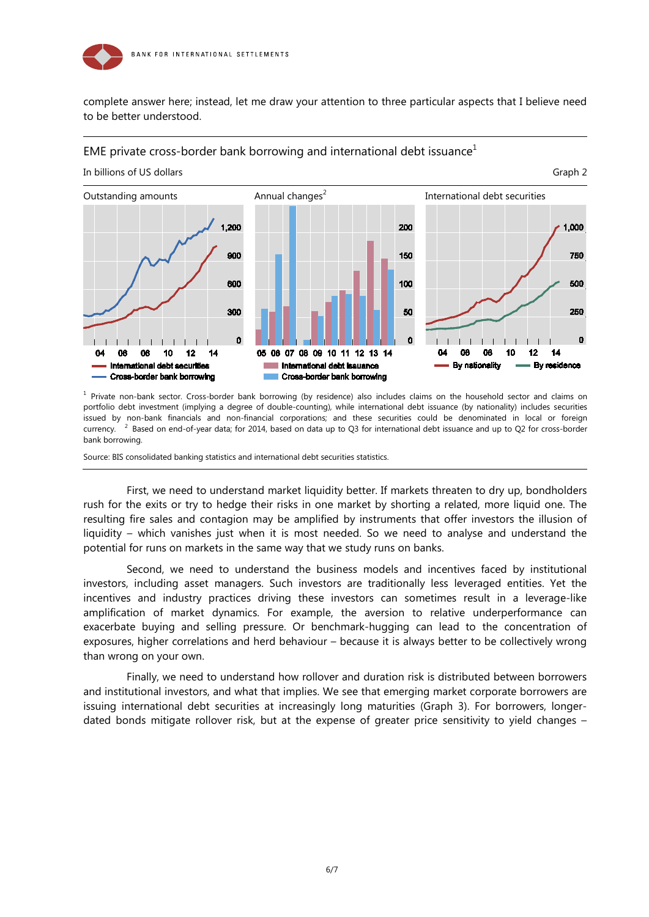complete answer here; instead, let me draw your attention to three particular aspects that I believe need to be better understood.

EME private cross-border bank borrowing and international debt issuance[1]

In billions of US dollars

Graph 2

Outstanding amounts | Annual changes[2] | International debt securities

[1] Private non-bank sector. Cross-border bank borrowing (by residence) also includes claims on the household sector and claims on portfolio debt investment (implying a degree of double-counting), while international debt issuance (by nationality) includes securities issued by non-bank financials and non-financial corporations; and these securities could be denominated in local or foreign currency. [2] Based on end-of-year data; for 2014, based on data up to Q3 for international debt issuance and up to Q2 for cross-border bank borrowing.

Source: BIS consolidated banking statistics and international debt securities statistics.

First, we need to understand market liquidity better. If markets threaten to dry up, bondholders rush for the exits or try to hedge their risks in one market by shorting a related, more liquid one. The resulting fire sales and contagion may be amplified by instruments that offer investors the illusion of liquidity – which vanishes just when it is most needed. So we need to analyse and understand the potential for runs on markets in the same way that we study runs on banks.

Second, we need to understand the business models and incentives faced by institutional investors, including asset managers. Such investors are traditionally less leveraged entities. Yet the incentives and industry practices driving these investors can sometimes result in a leverage-like amplification of market dynamics. For example, the aversion to relative underperformance can exacerbate buying and selling pressure. Or benchmark-hugging can lead to the concentration of exposures, higher correlations and herd behaviour – because it is always better to be collectively wrong than wrong on your own.

Finally, we need to understand how rollover and duration risk is distributed between borrowers and institutional investors, and what that implies. We see that emerging market corporate borrowers are issuing international debt securities at increasingly long maturities (Graph 3). For borrowers, longer-dated bonds mitigate rollover risk, but at the expense of greater price sensitivity to yield changes –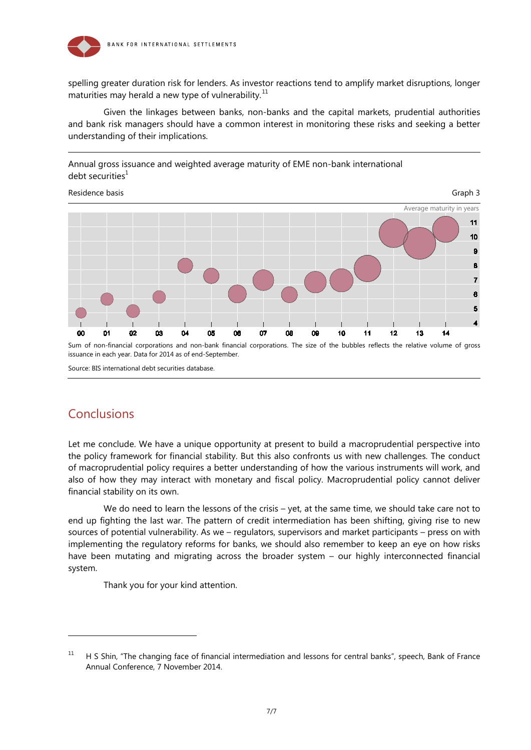spelling greater duration risk for lenders. As investor reactions tend to amplify market disruptions, longer maturities may herald a new type of vulnerability.[11]

Given the linkages between banks, non-banks and the capital markets, prudential authorities and bank risk managers should have a common interest in monitoring these risks and seeking a better understanding of their implications.

Annual gross issuance and weighted average maturity of EME non-bank international debt securities[1]

Residence basis

Graph 3

Average maturity in years

11
10
9
8
7
6
5
4

00 01 02 03 04 05 06 07 08 09 10 11 12 13 14

Sum of non-financial corporations and non-bank financial corporations. The size of the bubbles reflects the relative volume of gross issuance in each year. Data for 2014 as of end-September.

Source: BIS international debt securities database.

## Conclusions

Let me conclude. We have a unique opportunity at present to build a macroprudential perspective into the policy framework for financial stability. But this also confronts us with new challenges. The conduct of macroprudential policy requires a better understanding of how the various instruments will work, and also of how they may interact with monetary and fiscal policy. Macroprudential policy cannot deliver financial stability on its own.

We do need to learn the lessons of the crisis – yet, at the same time, we should take care not to end up fighting the last war. The pattern of credit intermediation has been shifting, giving rise to new sources of potential vulnerability. As we – regulators, supervisors and market participants – press on with implementing the regulatory reforms for banks, we should also remember to keep an eye on how risks have been mutating and migrating across the broader system – our highly interconnected financial system.

Thank you for your kind attention.

---

[11] H S Shin, "The changing face of financial intermediation and lessons for central banks", speech, Bank of France Annual Conference, 7 November 2014.